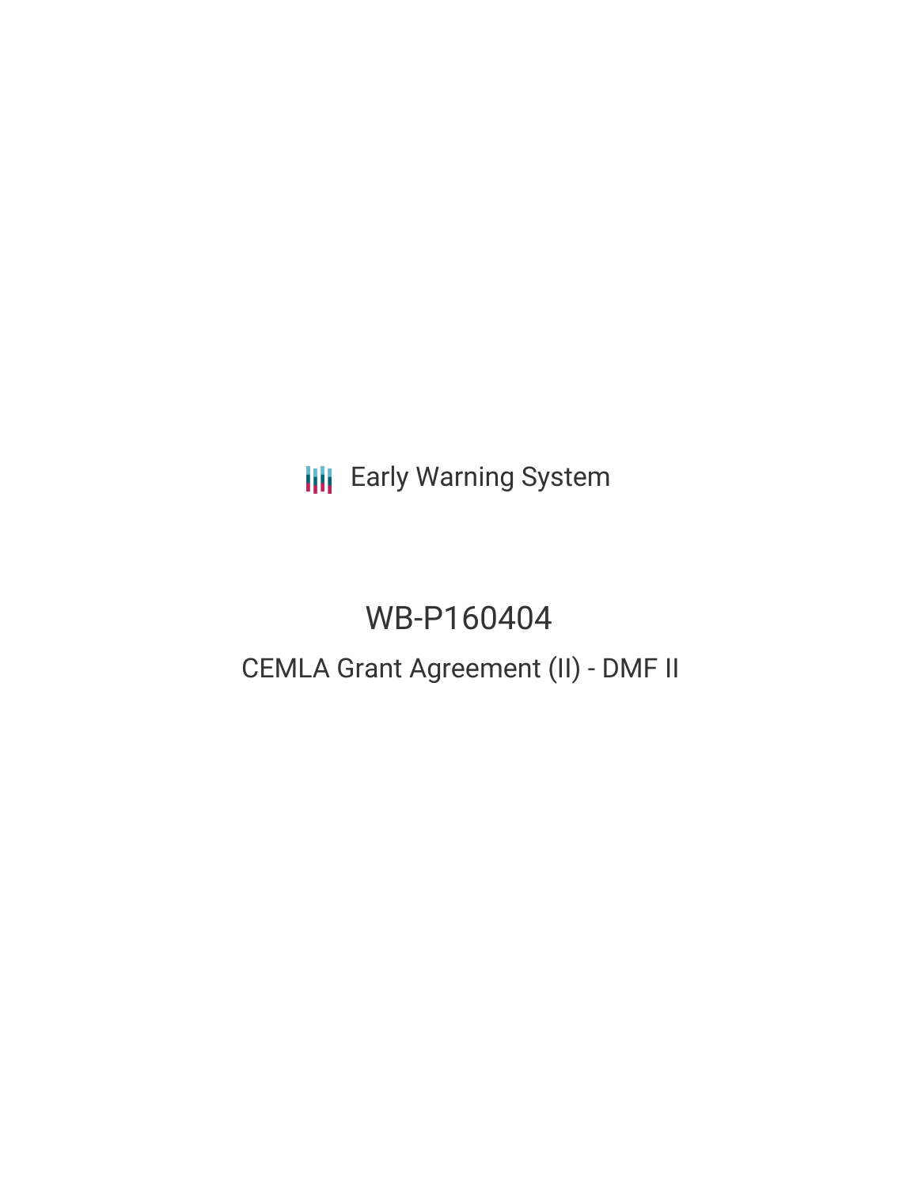Early Warning System

# WB-P160404

## CEMLA Grant Agreement (II) - DMF II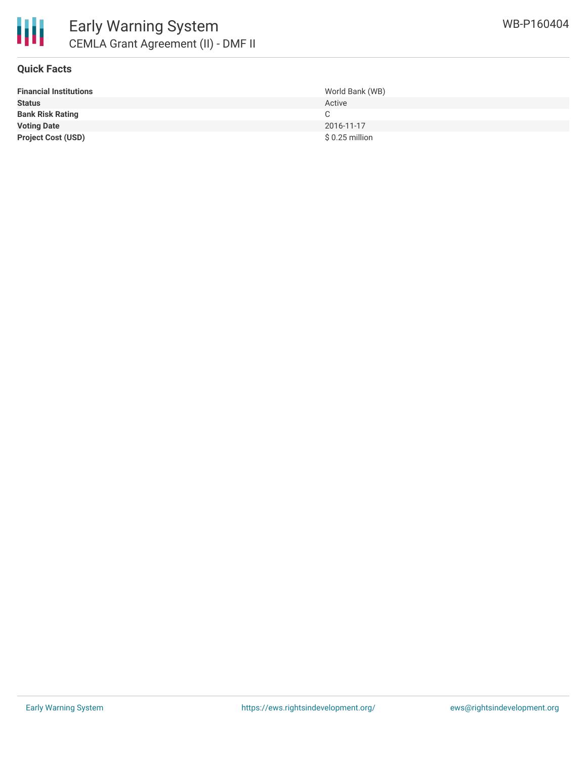# Early Warning System

## CEMLA Grant Agreement (II) - DMF II

WB-P160404

### Quick Facts

| | |
|---|---|
| **Financial Institutions** | World Bank (WB) |
| **Status** | Active |
| **Bank Risk Rating** | C |
| **Voting Date** | 2016-11-17 |
| **Project Cost (USD)** | $ 0.25 million |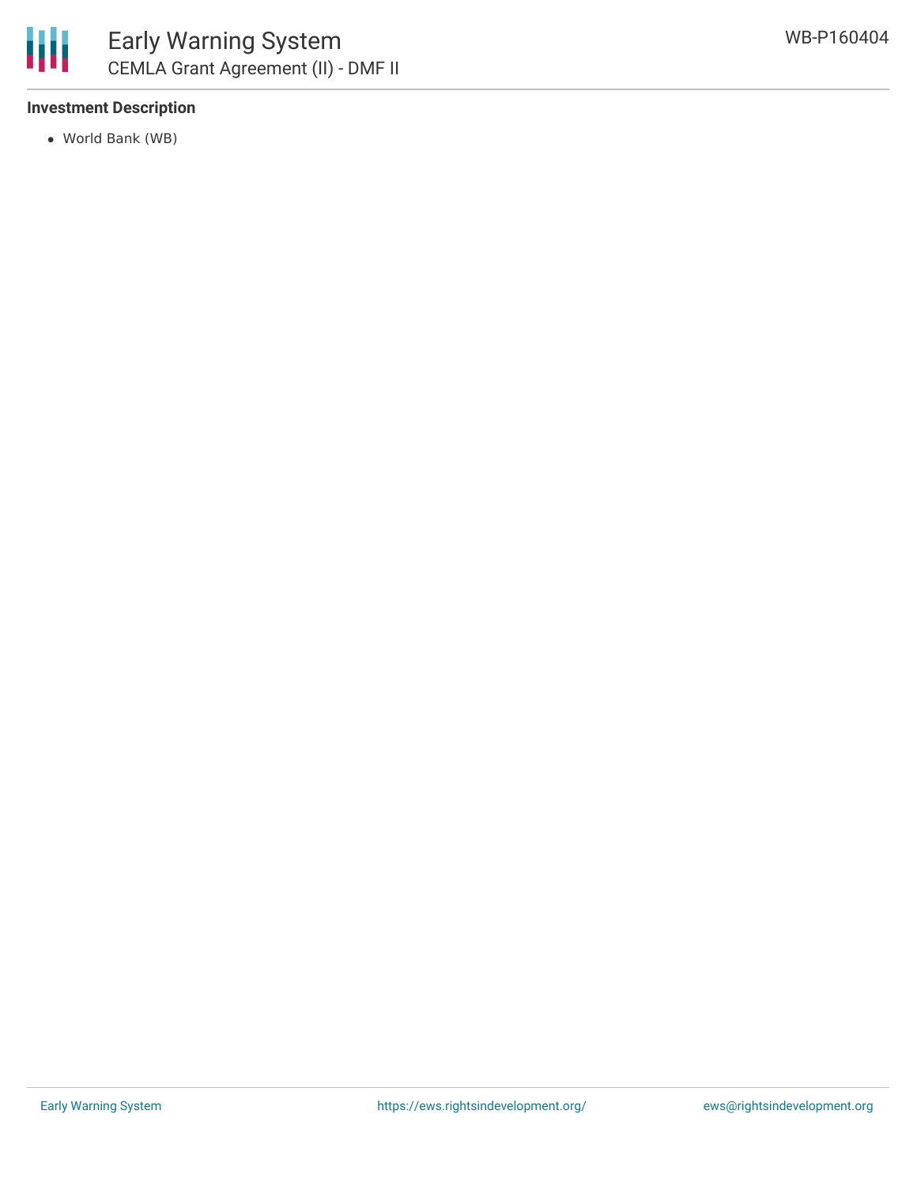### Investment Description

- World Bank (WB)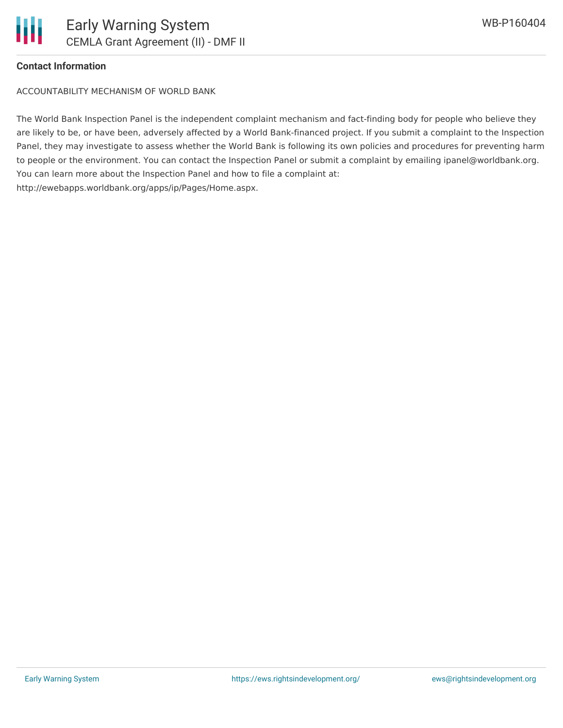**Contact Information**

ACCOUNTABILITY MECHANISM OF WORLD BANK

The World Bank Inspection Panel is the independent complaint mechanism and fact-finding body for people who believe they are likely to be, or have been, adversely affected by a World Bank-financed project. If you submit a complaint to the Inspection Panel, they may investigate to assess whether the World Bank is following its own policies and procedures for preventing harm to people or the environment. You can contact the Inspection Panel or submit a complaint by emailing ipanel@worldbank.org. You can learn more about the Inspection Panel and how to file a complaint at: http://ewebapps.worldbank.org/apps/ip/Pages/Home.aspx.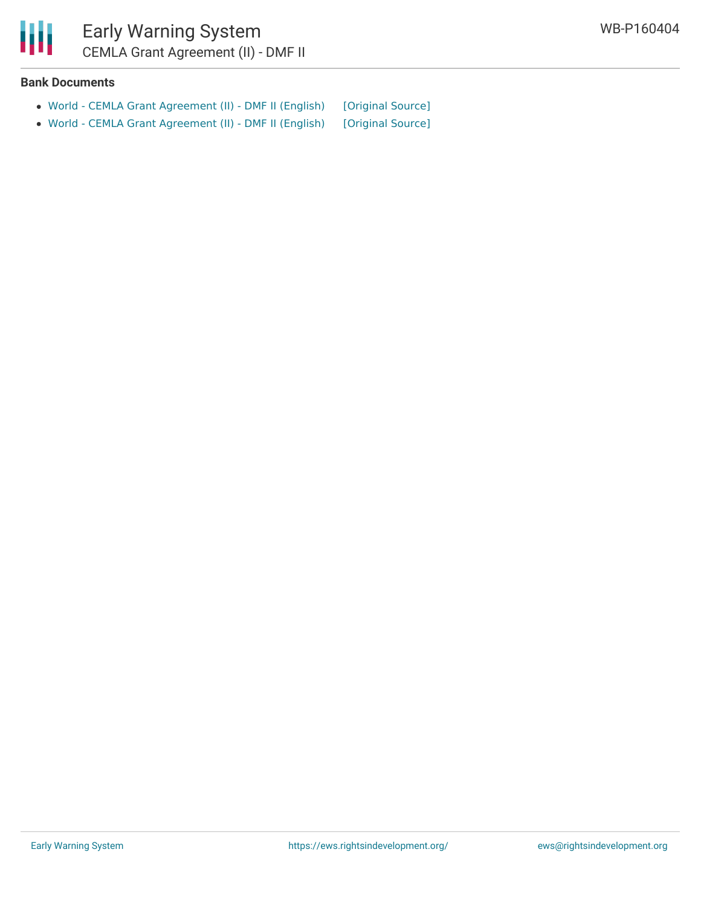## Bank Documents

- World - CEMLA Grant Agreement (II) - DMF II (English) [Original Source]
- World - CEMLA Grant Agreement (II) - DMF II (English) [Original Source]